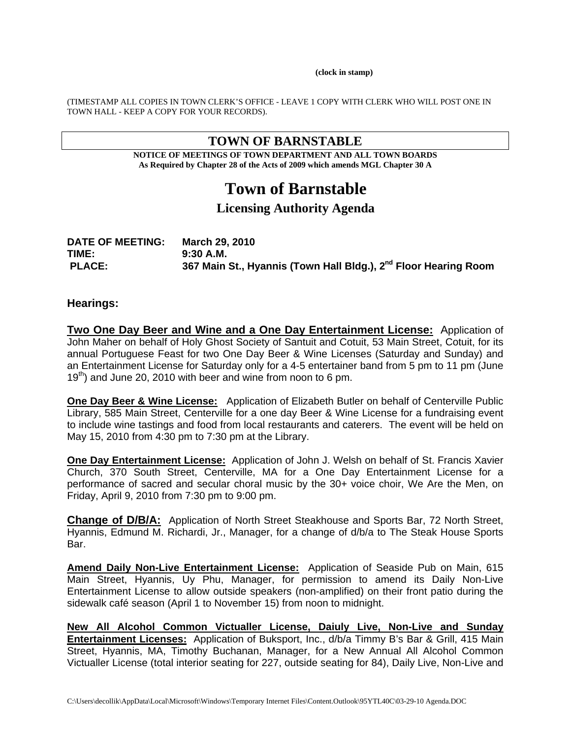(clock in stamp)

(TIMESTAMP ALL COPIES IN TOWN CLERK'S OFFICE - LEAVE 1 COPY WITH CLERK WHO WILL POST ONE IN TOWN HALL - KEEP A COPY FOR YOUR RECORDS).

## TOWN OF BARNSTABLE

**NOTICE OF MEETINGS OF TOWN DEPARTMENT AND ALL TOWN BOARDS**
**As Required by Chapter 28 of the Acts of 2009 which amends MGL Chapter 30 A**

# Town of Barnstable

## Licensing Authority Agenda

**DATE OF MEETING:** March 29, 2010
**TIME:** 9:30 A.M.
**PLACE:** 367 Main St., Hyannis (Town Hall Bldg.), 2nd Floor Hearing Room

### Hearings:

**Two One Day Beer and Wine and a One Day Entertainment License:** Application of John Maher on behalf of Holy Ghost Society of Santuit and Cotuit, 53 Main Street, Cotuit, for its annual Portuguese Feast for two One Day Beer & Wine Licenses (Saturday and Sunday) and an Entertainment License for Saturday only for a 4-5 entertainer band from 5 pm to 11 pm (June 19th) and June 20, 2010 with beer and wine from noon to 6 pm.

**One Day Beer & Wine License:** Application of Elizabeth Butler on behalf of Centerville Public Library, 585 Main Street, Centerville for a one day Beer & Wine License for a fundraising event to include wine tastings and food from local restaurants and caterers. The event will be held on May 15, 2010 from 4:30 pm to 7:30 pm at the Library.

**One Day Entertainment License:** Application of John J. Welsh on behalf of St. Francis Xavier Church, 370 South Street, Centerville, MA for a One Day Entertainment License for a performance of sacred and secular choral music by the 30+ voice choir, We Are the Men, on Friday, April 9, 2010 from 7:30 pm to 9:00 pm.

**Change of D/B/A:** Application of North Street Steakhouse and Sports Bar, 72 North Street, Hyannis, Edmund M. Richardi, Jr., Manager, for a change of d/b/a to The Steak House Sports Bar.

**Amend Daily Non-Live Entertainment License:** Application of Seaside Pub on Main, 615 Main Street, Hyannis, Uy Phu, Manager, for permission to amend its Daily Non-Live Entertainment License to allow outside speakers (non-amplified) on their front patio during the sidewalk café season (April 1 to November 15) from noon to midnight.

**New All Alcohol Common Victualler License, Daiuly Live, Non-Live and Sunday Entertainment Licenses:** Application of Buksport, Inc., d/b/a Timmy B's Bar & Grill, 415 Main Street, Hyannis, MA, Timothy Buchanan, Manager, for a New Annual All Alcohol Common Victualler License (total interior seating for 227, outside seating for 84), Daily Live, Non-Live and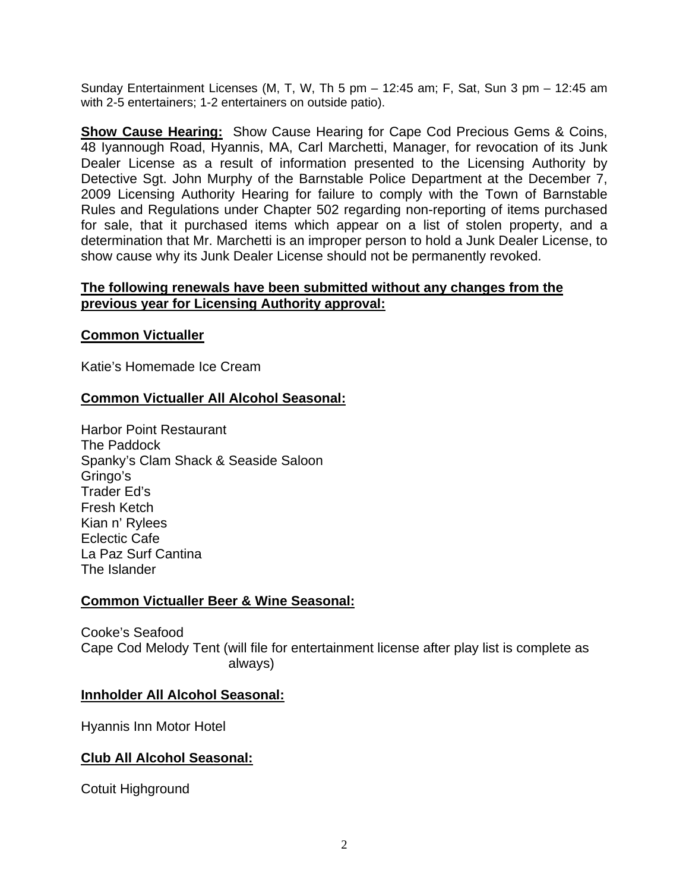Sunday Entertainment Licenses (M, T, W, Th 5 pm – 12:45 am; F, Sat, Sun 3 pm – 12:45 am with 2-5 entertainers; 1-2 entertainers on outside patio).

**Show Cause Hearing:** Show Cause Hearing for Cape Cod Precious Gems & Coins, 48 Iyannough Road, Hyannis, MA, Carl Marchetti, Manager, for revocation of its Junk Dealer License as a result of information presented to the Licensing Authority by Detective Sgt. John Murphy of the Barnstable Police Department at the December 7, 2009 Licensing Authority Hearing for failure to comply with the Town of Barnstable Rules and Regulations under Chapter 502 regarding non-reporting of items purchased for sale, that it purchased items which appear on a list of stolen property, and a determination that Mr. Marchetti is an improper person to hold a Junk Dealer License, to show cause why its Junk Dealer License should not be permanently revoked.

**The following renewals have been submitted without any changes from the previous year for Licensing Authority approval:**

**Common Victualler**

Katie's Homemade Ice Cream

**Common Victualler All Alcohol Seasonal:**

Harbor Point Restaurant
The Paddock
Spanky's Clam Shack & Seaside Saloon
Gringo's
Trader Ed's
Fresh Ketch
Kian n' Rylees
Eclectic Cafe
La Paz Surf Cantina
The Islander

**Common Victualler Beer & Wine Seasonal:**

Cooke's Seafood
Cape Cod Melody Tent (will file for entertainment license after play list is complete as always)

**Innholder All Alcohol Seasonal:**

Hyannis Inn Motor Hotel

**Club All Alcohol Seasonal:**

Cotuit Highground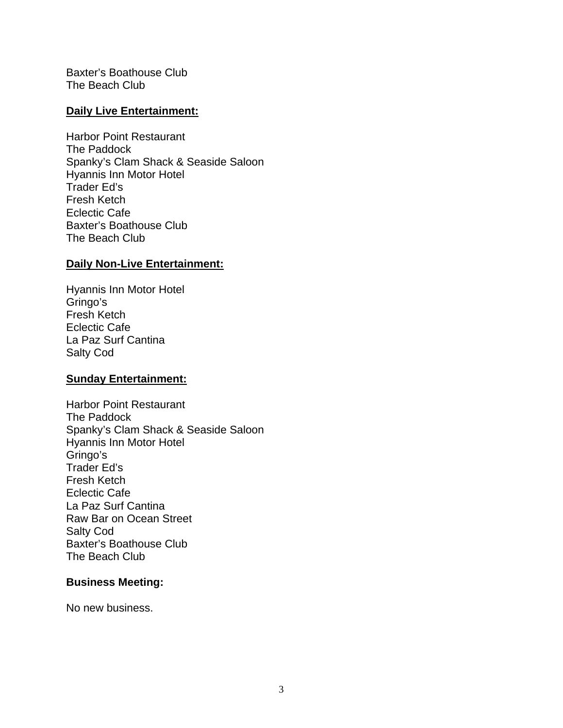Baxter's Boathouse Club
The Beach Club

**Daily Live Entertainment:**

Harbor Point Restaurant
The Paddock
Spanky's Clam Shack & Seaside Saloon
Hyannis Inn Motor Hotel
Trader Ed's
Fresh Ketch
Eclectic Cafe
Baxter's Boathouse Club
The Beach Club

**Daily Non-Live Entertainment:**

Hyannis Inn Motor Hotel
Gringo's
Fresh Ketch
Eclectic Cafe
La Paz Surf Cantina
Salty Cod

**Sunday Entertainment:**

Harbor Point Restaurant
The Paddock
Spanky's Clam Shack & Seaside Saloon
Hyannis Inn Motor Hotel
Gringo's
Trader Ed's
Fresh Ketch
Eclectic Cafe
La Paz Surf Cantina
Raw Bar on Ocean Street
Salty Cod
Baxter's Boathouse Club
The Beach Club

**Business Meeting:**

No new business.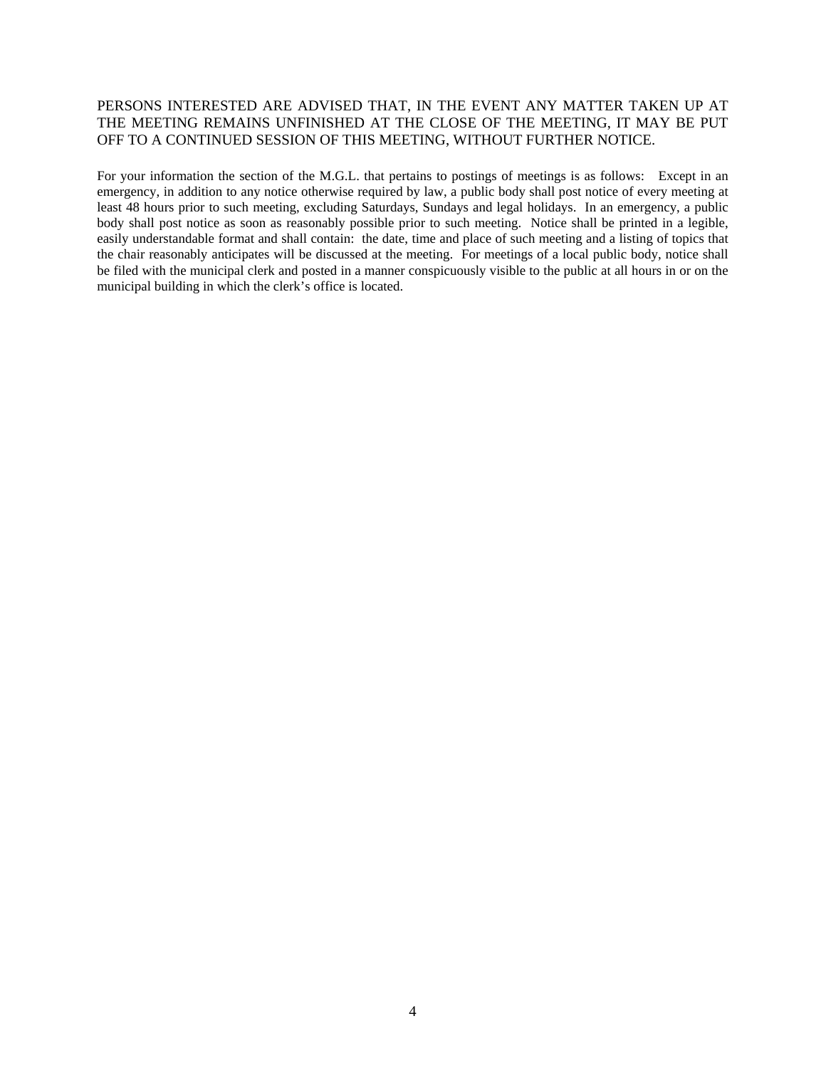PERSONS INTERESTED ARE ADVISED THAT, IN THE EVENT ANY MATTER TAKEN UP AT THE MEETING REMAINS UNFINISHED AT THE CLOSE OF THE MEETING, IT MAY BE PUT OFF TO A CONTINUED SESSION OF THIS MEETING, WITHOUT FURTHER NOTICE.

For your information the section of the M.G.L. that pertains to postings of meetings is as follows: Except in an emergency, in addition to any notice otherwise required by law, a public body shall post notice of every meeting at least 48 hours prior to such meeting, excluding Saturdays, Sundays and legal holidays. In an emergency, a public body shall post notice as soon as reasonably possible prior to such meeting. Notice shall be printed in a legible, easily understandable format and shall contain: the date, time and place of such meeting and a listing of topics that the chair reasonably anticipates will be discussed at the meeting. For meetings of a local public body, notice shall be filed with the municipal clerk and posted in a manner conspicuously visible to the public at all hours in or on the municipal building in which the clerk's office is located.